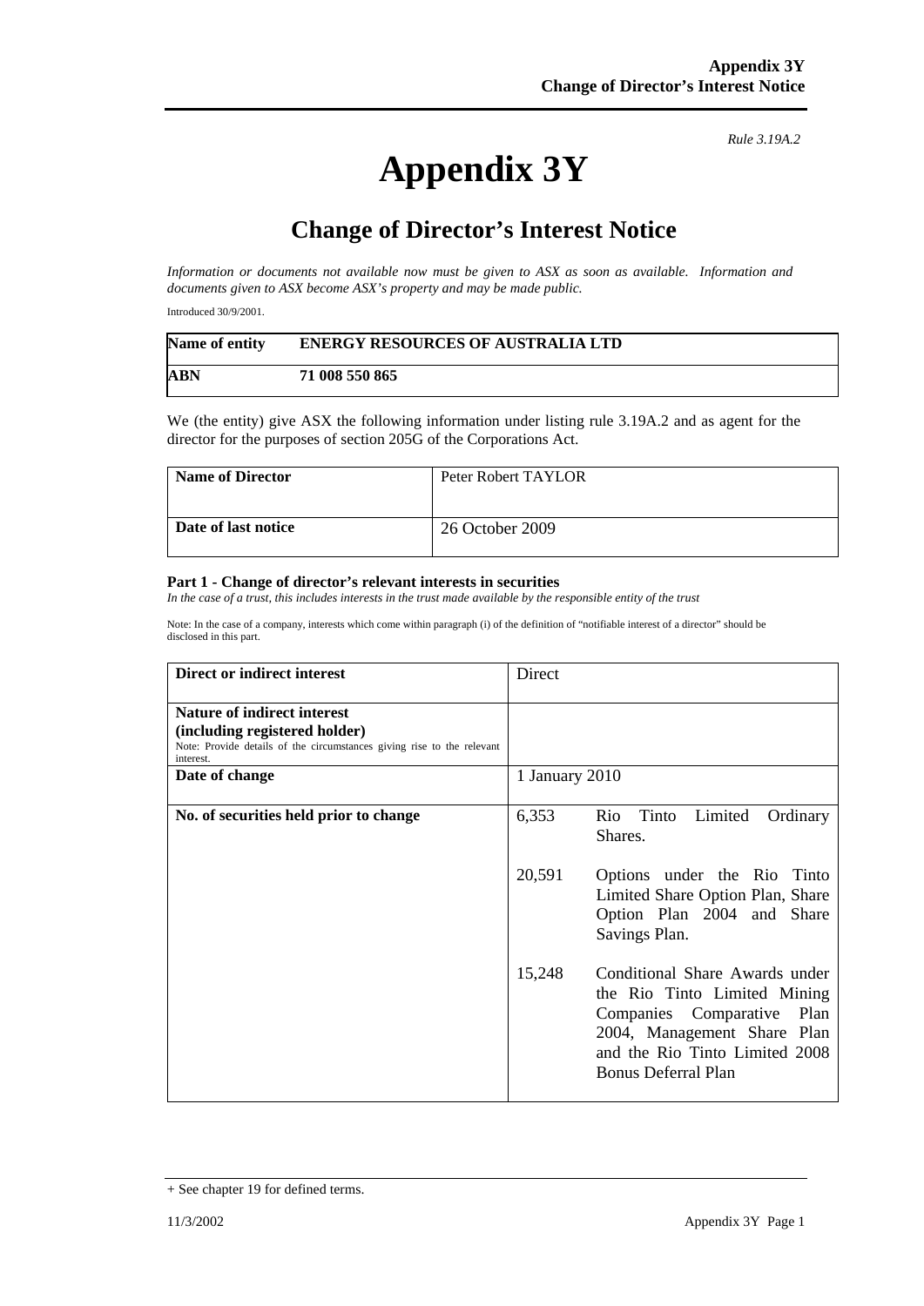*Rule 3.19A.2*

# Appendix 3Y

## Change of Director's Interest Notice

*Information or documents not available now must be given to ASX as soon as available. Information and documents given to ASX become ASX's property and may be made public.*

Introduced 30/9/2001.

| **Name of entity** | **ENERGY RESOURCES OF AUSTRALIA LTD** |
|---|---|
| **ABN** | **71 008 550 865** |

We (the entity) give ASX the following information under listing rule 3.19A.2 and as agent for the director for the purposes of section 205G of the Corporations Act.

| **Name of Director** | Peter Robert TAYLOR |
|---|---|
| **Date of last notice** | 26 October 2009 |

**Part 1 - Change of director's relevant interests in securities**
*In the case of a trust, this includes interests in the trust made available by the responsible entity of the trust*

Note: In the case of a company, interests which come within paragraph (i) of the definition of "notifiable interest of a director" should be disclosed in this part.

| **Direct or indirect interest** | Direct |
|---|---|
| **Nature of indirect interest (including registered holder)** Note: Provide details of the circumstances giving rise to the relevant interest. | |
| **Date of change** | 1 January 2010 |
| **No. of securities held prior to change** | 6,353 Rio Tinto Limited Ordinary Shares.<br><br>20,591 Options under the Rio Tinto Limited Share Option Plan, Share Option Plan 2004 and Share Savings Plan.<br><br>15,248 Conditional Share Awards under the Rio Tinto Limited Mining Companies Comparative Plan 2004, Management Share Plan and the Rio Tinto Limited 2008 Bonus Deferral Plan |

+ See chapter 19 for defined terms.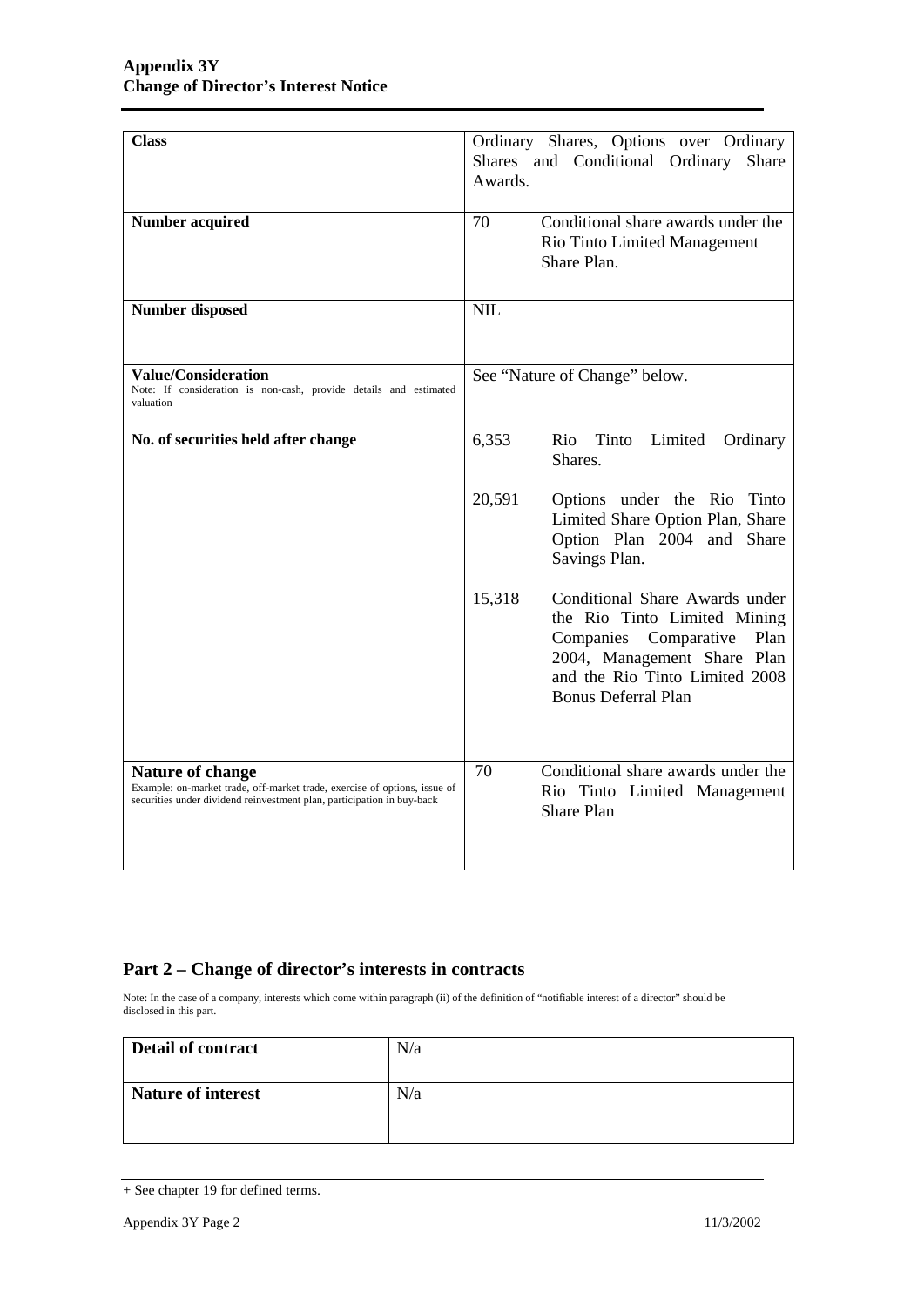| | |
|---|---|
| **Class** | Ordinary Shares, Options over Ordinary Shares and Conditional Ordinary Share Awards. |
| **Number acquired** | 70 Conditional share awards under the Rio Tinto Limited Management Share Plan. |
| **Number disposed** | NIL |
| **Value/Consideration**<br>Note: If consideration is non-cash, provide details and estimated valuation | See "Nature of Change" below. |
| **No. of securities held after change** | 6,353 Rio Tinto Limited Ordinary Shares.<br><br>20,591 Options under the Rio Tinto Limited Share Option Plan, Share Option Plan 2004 and Share Savings Plan.<br><br>15,318 Conditional Share Awards under the Rio Tinto Limited Mining Companies Comparative Plan 2004, Management Share Plan and the Rio Tinto Limited 2008 Bonus Deferral Plan |
| **Nature of change**<br>Example: on-market trade, off-market trade, exercise of options, issue of securities under dividend reinvestment plan, participation in buy-back | 70 Conditional share awards under the Rio Tinto Limited Management Share Plan |

## Part 2 – Change of director's interests in contracts

Note: In the case of a company, interests which come within paragraph (ii) of the definition of "notifiable interest of a director" should be disclosed in this part.

| | |
|---|---|
| **Detail of contract** | N/a |
| **Nature of interest** | N/a |

+ See chapter 19 for defined terms.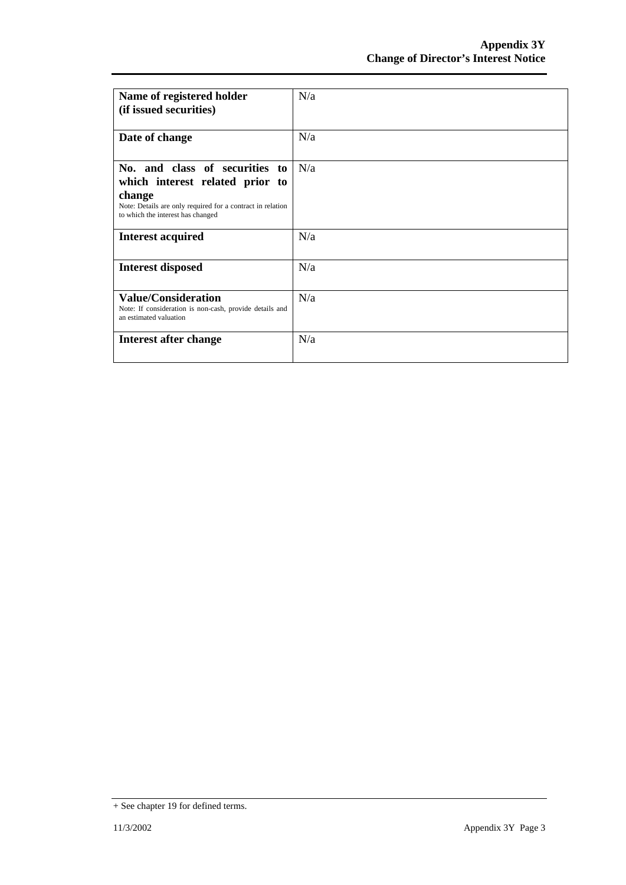| | |
|---|---|
| **Name of registered holder (if issued securities)** | N/a |
| **Date of change** | N/a |
| **No. and class of securities to which interest related prior to change** Note: Details are only required for a contract in relation to which the interest has changed | N/a |
| **Interest acquired** | N/a |
| **Interest disposed** | N/a |
| **Value/Consideration** Note: If consideration is non-cash, provide details and an estimated valuation | N/a |
| **Interest after change** | N/a |

+ See chapter 19 for defined terms.